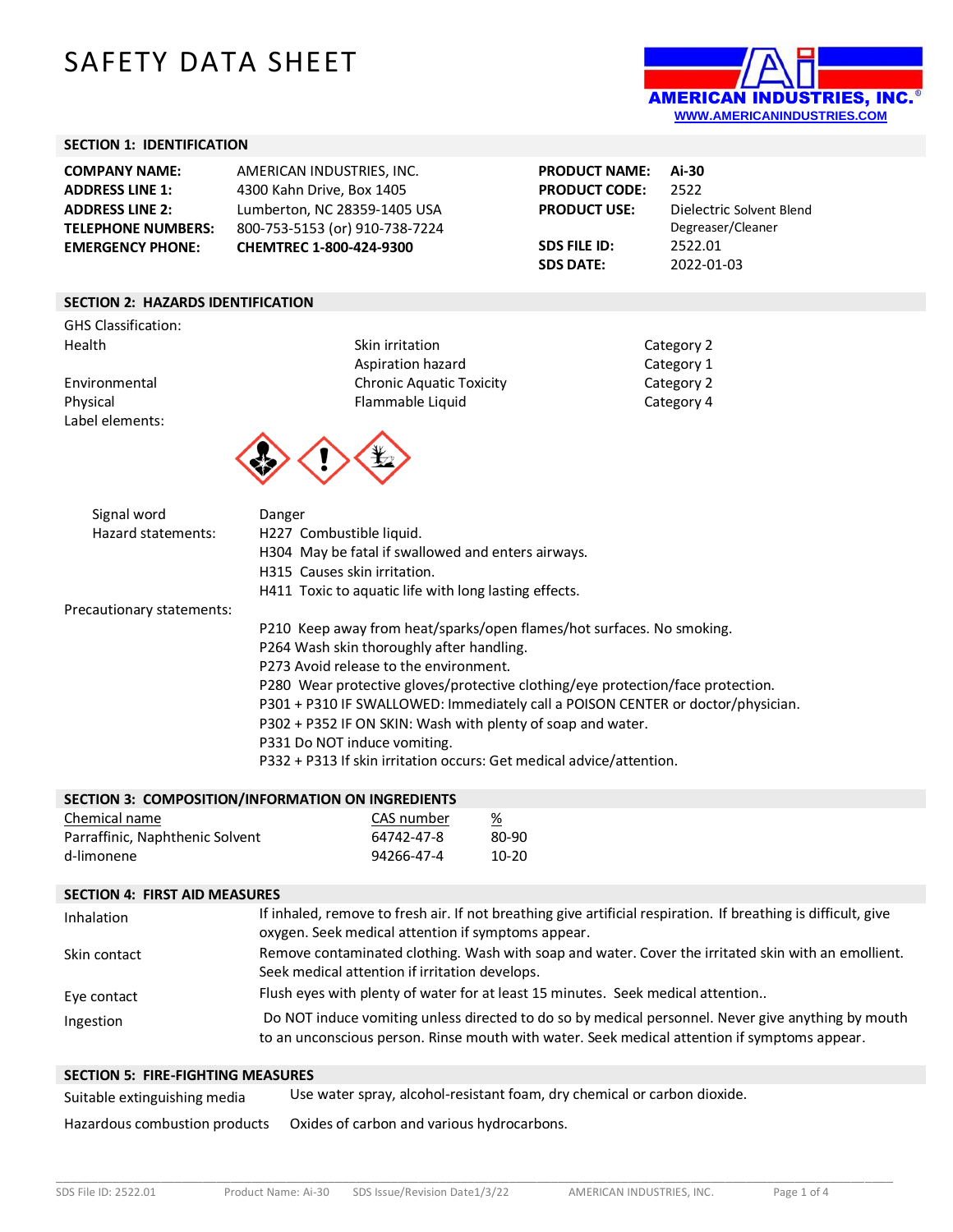# SAFETY DATA SHEET

AMERICAN INDUSTRIES, INC.
WWW.AMERICANINDUSTRIES.COM

## SECTION 1: IDENTIFICATION

| | | | |
|---|---|---|---|
| **COMPANY NAME:** | AMERICAN INDUSTRIES, INC. | **PRODUCT NAME:** | **Ai-30** |
| **ADDRESS LINE 1:** | 4300 Kahn Drive, Box 1405 | **PRODUCT CODE:** | 2522 |
| **ADDRESS LINE 2:** | Lumberton, NC 28359-1405 USA | **PRODUCT USE:** | Dielectric Solvent Blend Degreaser/Cleaner |
| **TELEPHONE NUMBERS:** | 800-753-5153 (or) 910-738-7224 | **SDS FILE ID:** | 2522.01 |
| **EMERGENCY PHONE:** | **CHEMTREC 1-800-424-9300** | **SDS DATE:** | 2022-01-03 |

## SECTION 2: HAZARDS IDENTIFICATION

GHS Classification:

| | | |
|---|---|---|
| Health | Skin irritation | Category 2 |
| | Aspiration hazard | Category 1 |
| Environmental | Chronic Aquatic Toxicity | Category 2 |
| Physical | Flammable Liquid | Category 4 |

Label elements:

Signal word: Danger

Hazard statements:
- H227 Combustible liquid.
- H304 May be fatal if swallowed and enters airways.
- H315 Causes skin irritation.
- H411 Toxic to aquatic life with long lasting effects.

Precautionary statements:
- P210 Keep away from heat/sparks/open flames/hot surfaces. No smoking.
- P264 Wash skin thoroughly after handling.
- P273 Avoid release to the environment.
- P280 Wear protective gloves/protective clothing/eye protection/face protection.
- P301 + P310 IF SWALLOWED: Immediately call a POISON CENTER or doctor/physician.
- P302 + P352 IF ON SKIN: Wash with plenty of soap and water.
- P331 Do NOT induce vomiting.
- P332 + P313 If skin irritation occurs: Get medical advice/attention.

## SECTION 3: COMPOSITION/INFORMATION ON INGREDIENTS

| Chemical name | CAS number | % |
|---|---|---|
| Parraffinic, Naphthenic Solvent | 64742-47-8 | 80-90 |
| d-limonene | 94266-47-4 | 10-20 |

## SECTION 4: FIRST AID MEASURES

| | |
|---|---|
| Inhalation | If inhaled, remove to fresh air. If not breathing give artificial respiration. If breathing is difficult, give oxygen. Seek medical attention if symptoms appear. |
| Skin contact | Remove contaminated clothing. Wash with soap and water. Cover the irritated skin with an emollient. Seek medical attention if irritation develops. |
| Eye contact | Flush eyes with plenty of water for at least 15 minutes. Seek medical attention.. |
| Ingestion | Do NOT induce vomiting unless directed to do so by medical personnel. Never give anything by mouth to an unconscious person. Rinse mouth with water. Seek medical attention if symptoms appear. |

## SECTION 5: FIRE-FIGHTING MEASURES

| | |
|---|---|
| Suitable extinguishing media | Use water spray, alcohol-resistant foam, dry chemical or carbon dioxide. |
| Hazardous combustion products | Oxides of carbon and various hydrocarbons. |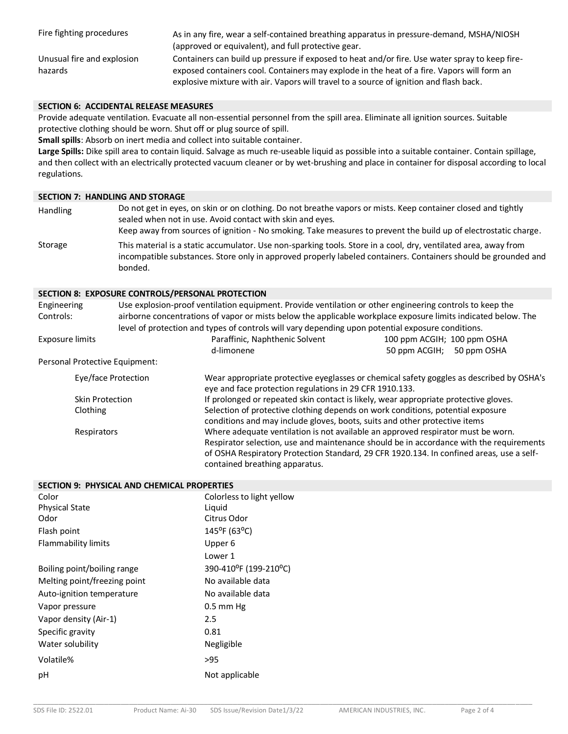| | |
|---|---|
| Fire fighting procedures | As in any fire, wear a self-contained breathing apparatus in pressure-demand, MSHA/NIOSH (approved or equivalent), and full protective gear. |
| Unusual fire and explosion hazards | Containers can build up pressure if exposed to heat and/or fire. Use water spray to keep fire-exposed containers cool. Containers may explode in the heat of a fire. Vapors will form an explosive mixture with air. Vapors will travel to a source of ignition and flash back. |

## SECTION 6: ACCIDENTAL RELEASE MEASURES

Provide adequate ventilation. Evacuate all non-essential personnel from the spill area. Eliminate all ignition sources. Suitable protective clothing should be worn. Shut off or plug source of spill.

**Small spills**: Absorb on inert media and collect into suitable container.

**Large Spills:** Dike spill area to contain liquid. Salvage as much re-useable liquid as possible into a suitable container. Contain spillage, and then collect with an electrically protected vacuum cleaner or by wet-brushing and place in container for disposal according to local regulations.

## SECTION 7: HANDLING AND STORAGE

| | |
|---|---|
| Handling | Do not get in eyes, on skin or on clothing. Do not breathe vapors or mists. Keep container closed and tightly sealed when not in use. Avoid contact with skin and eyes. Keep away from sources of ignition - No smoking. Take measures to prevent the build up of electrostatic charge. |
| Storage | This material is a static accumulator. Use non-sparking tools. Store in a cool, dry, ventilated area, away from incompatible substances. Store only in approved properly labeled containers. Containers should be grounded and bonded. |

## SECTION 8: EXPOSURE CONTROLS/PERSONAL PROTECTION

Engineering Controls: Use explosion-proof ventilation equipment. Provide ventilation or other engineering controls to keep the airborne concentrations of vapor or mists below the applicable workplace exposure limits indicated below. The level of protection and types of controls will vary depending upon potential exposure conditions.

| Exposure limits | | | |
|---|---|---|---|
| | Paraffinic, Naphthenic Solvent | 100 ppm ACGIH | 100 ppm OSHA |
| | d-limonene | 50 ppm ACGIH | 50 ppm OSHA |

Personal Protective Equipment:

| | |
|---|---|
| Eye/face Protection | Wear appropriate protective eyeglasses or chemical safety goggles as described by OSHA's eye and face protection regulations in 29 CFR 1910.133. |
| Skin Protection | If prolonged or repeated skin contact is likely, wear appropriate protective gloves. |
| Clothing | Selection of protective clothing depends on work conditions, potential exposure conditions and may include gloves, boots, suits and other protective items |
| Respirators | Where adequate ventilation is not available an approved respirator must be worn. Respirator selection, use and maintenance should be in accordance with the requirements of OSHA Respiratory Protection Standard, 29 CFR 1920.134. In confined areas, use a self-contained breathing apparatus. |

## SECTION 9: PHYSICAL AND CHEMICAL PROPERTIES

| | |
|---|---|
| Color | Colorless to light yellow |
| Physical State | Liquid |
| Odor | Citrus Odor |
| Flash point | 145°F (63°C) |
| Flammability limits | Upper 6<br>Lower 1 |
| Boiling point/boiling range | 390-410°F (199-210°C) |
| Melting point/freezing point | No available data |
| Auto-ignition temperature | No available data |
| Vapor pressure | 0.5 mm Hg |
| Vapor density (Air-1) | 2.5 |
| Specific gravity | 0.81 |
| Water solubility | Negligible |
| Volatile% | >95 |
| pH | Not applicable |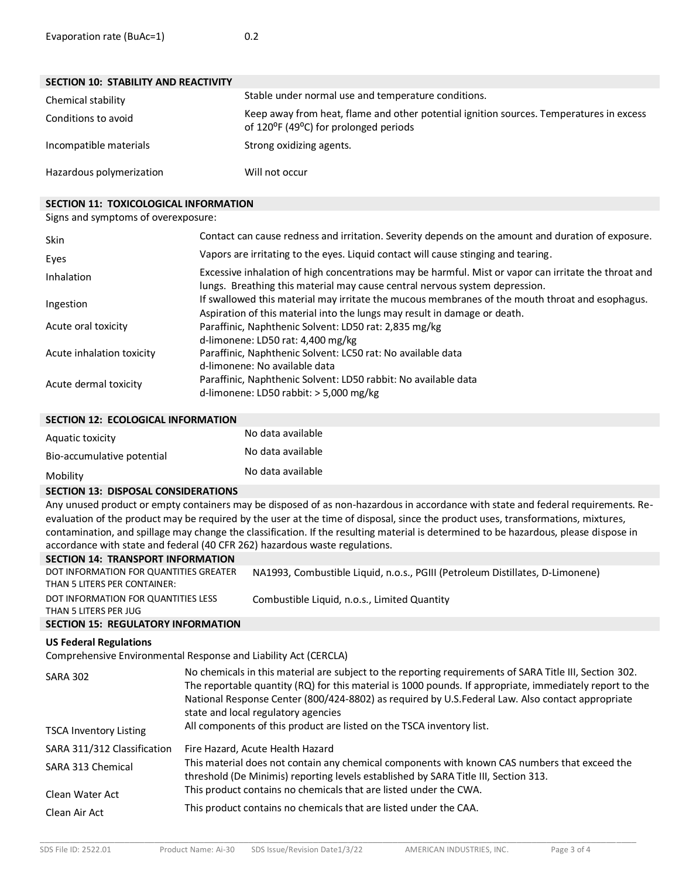| | |
|---|---|
| Evaporation rate (BuAc=1) | 0.2 |

## SECTION 10: STABILITY AND REACTIVITY

| | |
|---|---|
| Chemical stability | Stable under normal use and temperature conditions. |
| Conditions to avoid | Keep away from heat, flame and other potential ignition sources. Temperatures in excess of 120⁰F (49⁰C) for prolonged periods |
| Incompatible materials | Strong oxidizing agents. |
| Hazardous polymerization | Will not occur |

## SECTION 11: TOXICOLOGICAL INFORMATION

Signs and symptoms of overexposure:

| | |
|---|---|
| Skin | Contact can cause redness and irritation. Severity depends on the amount and duration of exposure. |
| Eyes | Vapors are irritating to the eyes. Liquid contact will cause stinging and tearing. |
| Inhalation | Excessive inhalation of high concentrations may be harmful. Mist or vapor can irritate the throat and lungs. Breathing this material may cause central nervous system depression. |
| Ingestion | If swallowed this material may irritate the mucous membranes of the mouth throat and esophagus. Aspiration of this material into the lungs may result in damage or death. |
| Acute oral toxicity | Paraffinic, Naphthenic Solvent: LD50 rat: 2,835 mg/kg<br>d-limonene: LD50 rat: 4,400 mg/kg |
| Acute inhalation toxicity | Paraffinic, Naphthenic Solvent: LC50 rat: No available data<br>d-limonene: No available data |
| Acute dermal toxicity | Paraffinic, Naphthenic Solvent: LD50 rabbit: No available data<br>d-limonene: LD50 rabbit: > 5,000 mg/kg |

## SECTION 12: ECOLOGICAL INFORMATION

| | |
|---|---|
| Aquatic toxicity | No data available |
| Bio-accumulative potential | No data available |
| Mobility | No data available |

## SECTION 13: DISPOSAL CONSIDERATIONS

Any unused product or empty containers may be disposed of as non-hazardous in accordance with state and federal requirements. Re-evaluation of the product may be required by the user at the time of disposal, since the product uses, transformations, mixtures, contamination, and spillage may change the classification. If the resulting material is determined to be hazardous, please dispose in accordance with state and federal (40 CFR 262) hazardous waste regulations.

## SECTION 14: TRANSPORT INFORMATION

| | |
|---|---|
| DOT INFORMATION FOR QUANTITIES GREATER THAN 5 LITERS PER CONTAINER: | NA1993, Combustible Liquid, n.o.s., PGIII (Petroleum Distillates, D-Limonene) |
| DOT INFORMATION FOR QUANTITIES LESS THAN 5 LITERS PER JUG | Combustible Liquid, n.o.s., Limited Quantity |

## SECTION 15: REGULATORY INFORMATION

**US Federal Regulations**

Comprehensive Environmental Response and Liability Act (CERCLA)

| | |
|---|---|
| SARA 302 | No chemicals in this material are subject to the reporting requirements of SARA Title III, Section 302. The reportable quantity (RQ) for this material is 1000 pounds. If appropriate, immediately report to the National Response Center (800/424-8802) as required by U.S.Federal Law. Also contact appropriate state and local regulatory agencies |
| TSCA Inventory Listing | All components of this product are listed on the TSCA inventory list. |
| SARA 311/312 Classification | Fire Hazard, Acute Health Hazard |
| SARA 313 Chemical | This material does not contain any chemical components with known CAS numbers that exceed the threshold (De Minimis) reporting levels established by SARA Title III, Section 313. |
| Clean Water Act | This product contains no chemicals that are listed under the CWA. |
| Clean Air Act | This product contains no chemicals that are listed under the CAA. |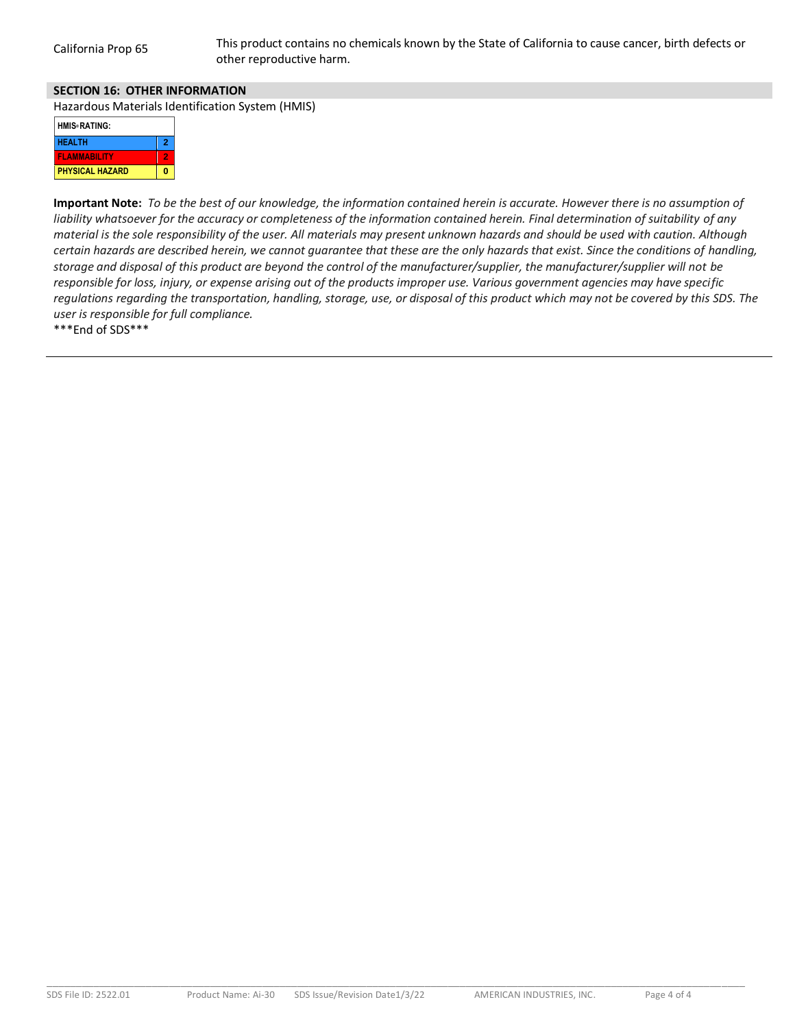| | |
|---|---|
| California Prop 65 | This product contains no chemicals known by the State of California to cause cancer, birth defects or other reproductive harm. |

## SECTION 16: OTHER INFORMATION

Hazardous Materials Identification System (HMIS)

| HMIS® RATING: | |
|---|---|
| HEALTH | 2 |
| FLAMMABILITY | 2 |
| PHYSICAL HAZARD | 0 |

**Important Note:** *To be the best of our knowledge, the information contained herein is accurate. However there is no assumption of liability whatsoever for the accuracy or completeness of the information contained herein. Final determination of suitability of any material is the sole responsibility of the user. All materials may present unknown hazards and should be used with caution. Although certain hazards are described herein, we cannot guarantee that these are the only hazards that exist. Since the conditions of handling, storage and disposal of this product are beyond the control of the manufacturer/supplier, the manufacturer/supplier will not be responsible for loss, injury, or expense arising out of the products improper use. Various government agencies may have specific regulations regarding the transportation, handling, storage, use, or disposal of this product which may not be covered by this SDS. The user is responsible for full compliance.*

***End of SDS***